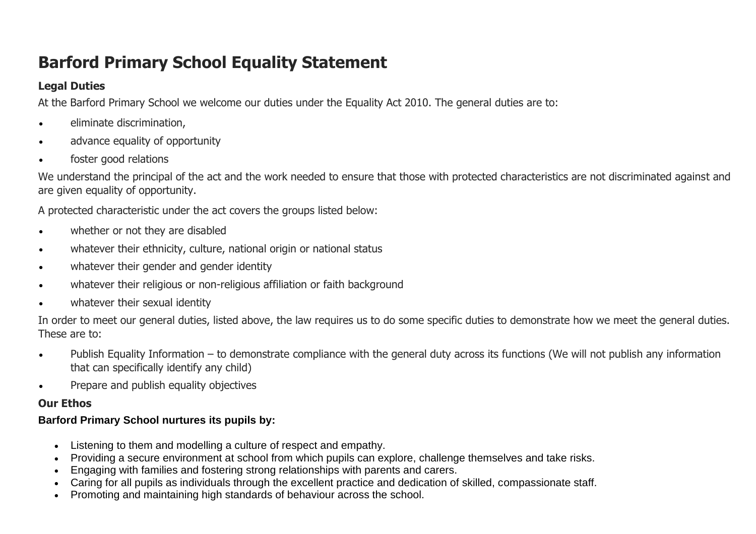# Barford Primary School Equality Statement

### Legal Duties

At the Barford Primary School we welcome our duties under the Equality Act 2010. The general duties are to:

- eliminate discrimination,
- advance equality of opportunity
- foster good relations

We understand the principal of the act and the work needed to ensure that those with protected characteristics are not discriminated against and are given equality of opportunity.

A protected characteristic under the act covers the groups listed below:

- whether or not they are disabled
- whatever their ethnicity, culture, national origin or national status
- whatever their gender and gender identity
- whatever their religious or non-religious affiliation or faith background
- whatever their sexual identity

In order to meet our general duties, listed above, the law requires us to do some specific duties to demonstrate how we meet the general duties. These are to:

- Publish Equality Information – to demonstrate compliance with the general duty across its functions (We will not publish any information that can specifically identify any child)
- Prepare and publish equality objectives

### Our Ethos

**Barford Primary School nurtures its pupils by:**

- Listening to them and modelling a culture of respect and empathy.
- Providing a secure environment at school from which pupils can explore, challenge themselves and take risks.
- Engaging with families and fostering strong relationships with parents and carers.
- Caring for all pupils as individuals through the excellent practice and dedication of skilled, compassionate staff.
- Promoting and maintaining high standards of behaviour across the school.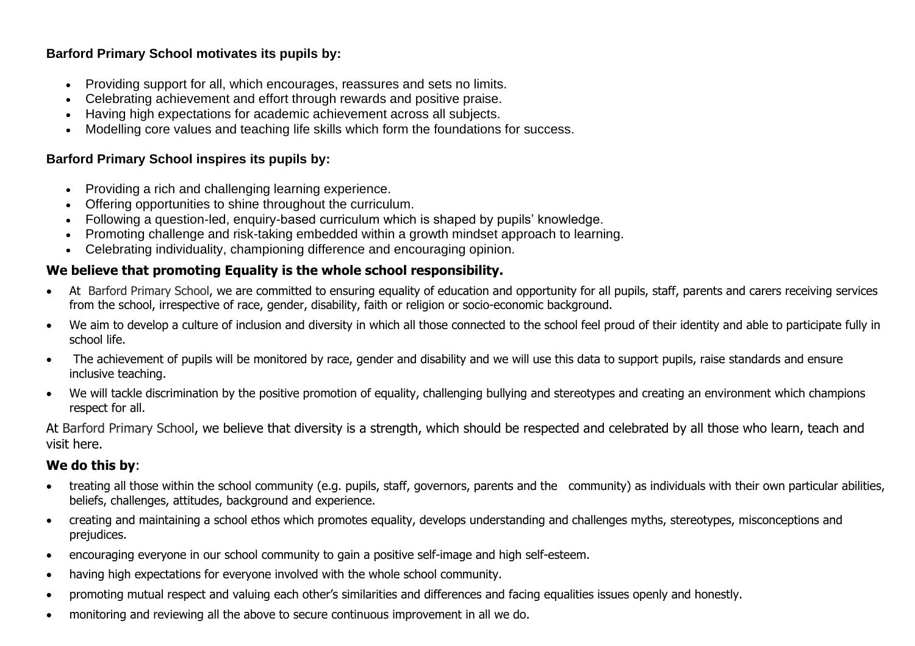**Barford Primary School motivates its pupils by:**

- Providing support for all, which encourages, reassures and sets no limits.
- Celebrating achievement and effort through rewards and positive praise.
- Having high expectations for academic achievement across all subjects.
- Modelling core values and teaching life skills which form the foundations for success.

**Barford Primary School inspires its pupils by:**

- Providing a rich and challenging learning experience.
- Offering opportunities to shine throughout the curriculum.
- Following a question-led, enquiry-based curriculum which is shaped by pupils' knowledge.
- Promoting challenge and risk-taking embedded within a growth mindset approach to learning.
- Celebrating individuality, championing difference and encouraging opinion.

**We believe that promoting Equality is the whole school responsibility.**

- At Barford Primary School, we are committed to ensuring equality of education and opportunity for all pupils, staff, parents and carers receiving services from the school, irrespective of race, gender, disability, faith or religion or socio-economic background.
- We aim to develop a culture of inclusion and diversity in which all those connected to the school feel proud of their identity and able to participate fully in school life.
- The achievement of pupils will be monitored by race, gender and disability and we will use this data to support pupils, raise standards and ensure inclusive teaching.
- We will tackle discrimination by the positive promotion of equality, challenging bullying and stereotypes and creating an environment which champions respect for all.

At Barford Primary School, we believe that diversity is a strength, which should be respected and celebrated by all those who learn, teach and visit here.

**We do this by**:

- treating all those within the school community (e.g. pupils, staff, governors, parents and the community) as individuals with their own particular abilities, beliefs, challenges, attitudes, background and experience.
- creating and maintaining a school ethos which promotes equality, develops understanding and challenges myths, stereotypes, misconceptions and prejudices.
- encouraging everyone in our school community to gain a positive self-image and high self-esteem.
- having high expectations for everyone involved with the whole school community.
- promoting mutual respect and valuing each other's similarities and differences and facing equalities issues openly and honestly.
- monitoring and reviewing all the above to secure continuous improvement in all we do.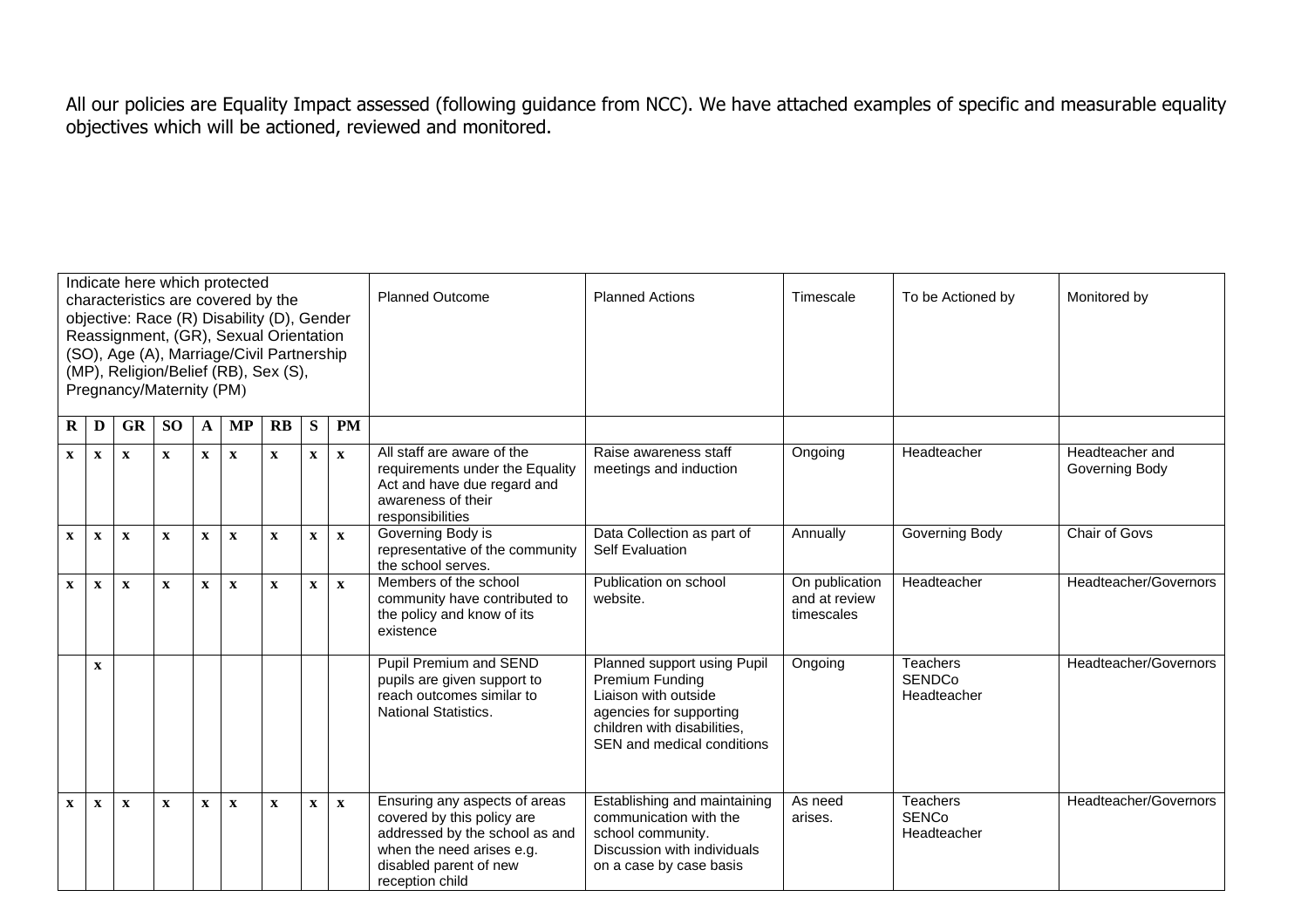All our policies are Equality Impact assessed (following guidance from NCC). We have attached examples of specific and measurable equality objectives which will be actioned, reviewed and monitored.

| Indicate here which protected characteristics are covered by the objective: Race (R) Disability (D), Gender Reassignment, (GR), Sexual Orientation (SO), Age (A), Marriage/Civil Partnership (MP), Religion/Belief (RB), Sex (S), Pregnancy/Maternity (PM) | | | | | | | | | Planned Outcome | Planned Actions | Timescale | To be Actioned by | Monitored by |
|---|---|---|---|---|---|---|---|---|---|---|---|---|---|
| **R** | **D** | **GR** | **SO** | **A** | **MP** | **RB** | **S** | **PM** | | | | | |
| x | x | x | x | x | x | x | x | x | All staff are aware of the requirements under the Equality Act and have due regard and awareness of their responsibilities | Raise awareness staff meetings and induction | Ongoing | Headteacher | Headteacher and Governing Body |
| x | x | x | x | x | x | x | x | x | Governing Body is representative of the community the school serves. | Data Collection as part of Self Evaluation | Annually | Governing Body | Chair of Govs |
| x | x | x | x | x | x | x | x | x | Members of the school community have contributed to the policy and know of its existence | Publication on school website. | On publication and at review timescales | Headteacher | Headteacher/Governors |
| | x | | | | | | | | Pupil Premium and SEND pupils are given support to reach outcomes similar to National Statistics. | Planned support using Pupil Premium Funding<br>Liaison with outside agencies for supporting children with disabilities, SEN and medical conditions | Ongoing | Teachers<br>SENDCo<br>Headteacher | Headteacher/Governors |
| x | x | x | x | x | x | x | x | x | Ensuring any aspects of areas covered by this policy are addressed by the school as and when the need arises e.g. disabled parent of new reception child | Establishing and maintaining communication with the school community.<br>Discussion with individuals on a case by case basis | As need arises. | Teachers<br>SENCo<br>Headteacher | Headteacher/Governors |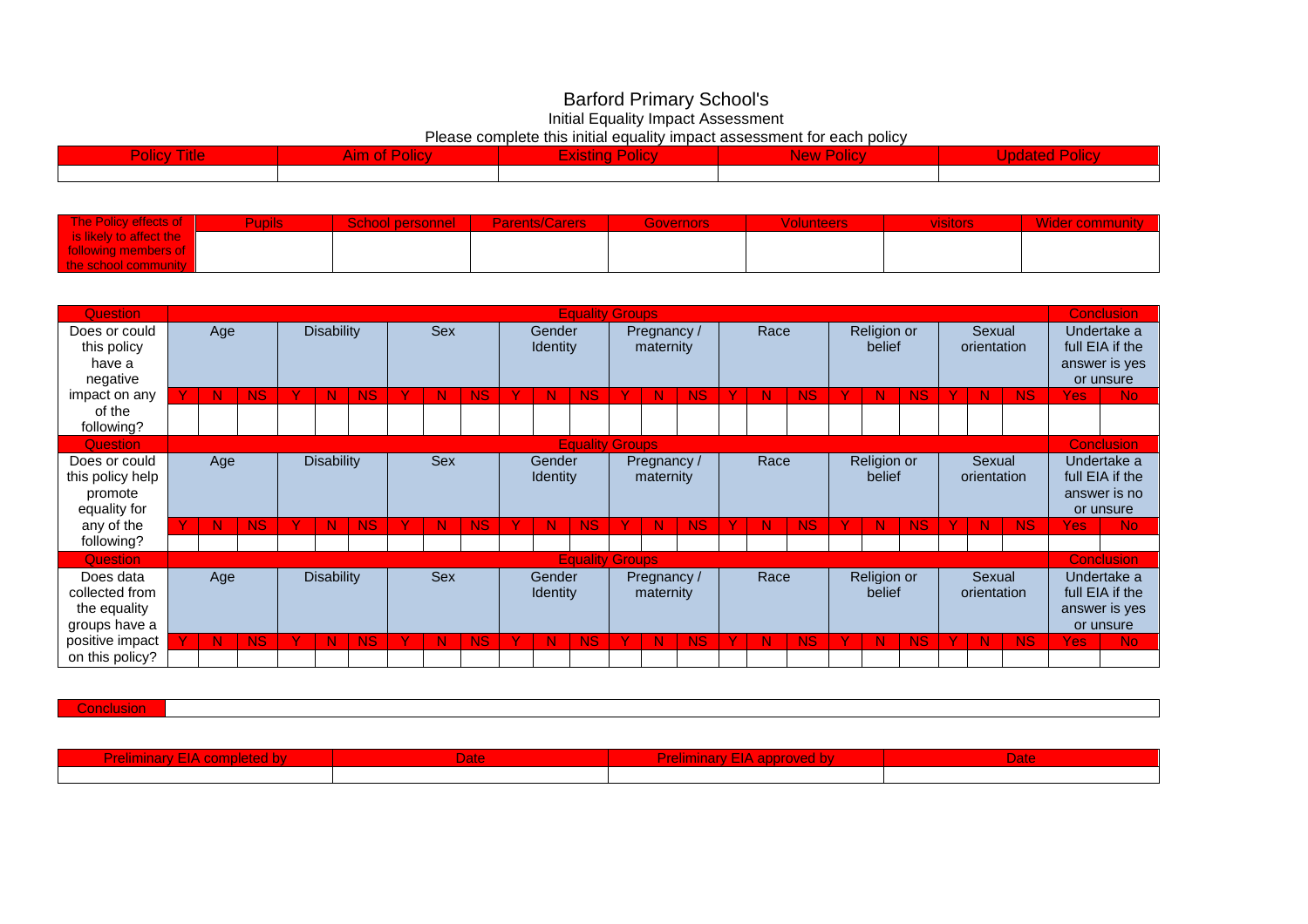# Barford Primary School's

Initial Equality Impact Assessment

Please complete this initial equality impact assessment for each policy

| Policy Title | Aim of Policy | Existing Policy | New Policy | Updated Policy |
|---|---|---|---|---|
| | | | | |

| The Policy effects of is likely to affect the following members of the school community | Pupils | School personnel | Parents/Carers | Governors | Volunteers | visitors | Wider community |
|---|---|---|---|---|---|---|---|
| | | | | | | | |

| Question | Equality Groups | | | | | | | | | | | | | | | | | | | | | | | | Conclusion | |
|---|---|---|---|---|---|---|---|---|---|---|---|---|---|---|---|---|---|---|---|---|---|---|---|---|---|---|
| Does or could this policy have a negative impact on any of the following? | Age | | | Disability | | | Sex | | | Gender Identity | | | Pregnancy / maternity | | | Race | | | Religion or belief | | | Sexual orientation | | | Undertake a full EIA if the answer is yes or unsure | |
| | Y | N | NS | Y | N | NS | Y | N | NS | Y | N | NS | Y | N | NS | Y | N | NS | Y | N | NS | Y | N | NS | Yes | No |
| | | | | | | | | | | | | | | | | | | | | | | | | | | |

| Question | Equality Groups | | | | | | | | | | | | | | | | | | | | | | | | Conclusion | |
|---|---|---|---|---|---|---|---|---|---|---|---|---|---|---|---|---|---|---|---|---|---|---|---|---|---|---|
| Does or could this policy help promote equality for any of the following? | Age | | | Disability | | | Sex | | | Gender Identity | | | Pregnancy / maternity | | | Race | | | Religion or belief | | | Sexual orientation | | | Undertake a full EIA if the answer is no or unsure | |
| | Y | N | NS | Y | N | NS | Y | N | NS | Y | N | NS | Y | N | NS | Y | N | NS | Y | N | NS | Y | N | NS | Yes | No |
| | | | | | | | | | | | | | | | | | | | | | | | | | | |

| Question | Equality Groups | | | | | | | | | | | | | | | | | | | | | | | | Conclusion | |
|---|---|---|---|---|---|---|---|---|---|---|---|---|---|---|---|---|---|---|---|---|---|---|---|---|---|---|
| Does data collected from the equality groups have a positive impact on this policy? | Age | | | Disability | | | Sex | | | Gender Identity | | | Pregnancy / maternity | | | Race | | | Religion or belief | | | Sexual orientation | | | Undertake a full EIA if the answer is yes or unsure | |
| | Y | N | NS | Y | N | NS | Y | N | NS | Y | N | NS | Y | N | NS | Y | N | NS | Y | N | NS | Y | N | NS | Yes | No |
| | | | | | | | | | | | | | | | | | | | | | | | | | | |

| Conclusion | |
|---|---|

| Preliminary EIA completed by | Date | Preliminary EIA approved by | Date |
|---|---|---|---|
| | | | |